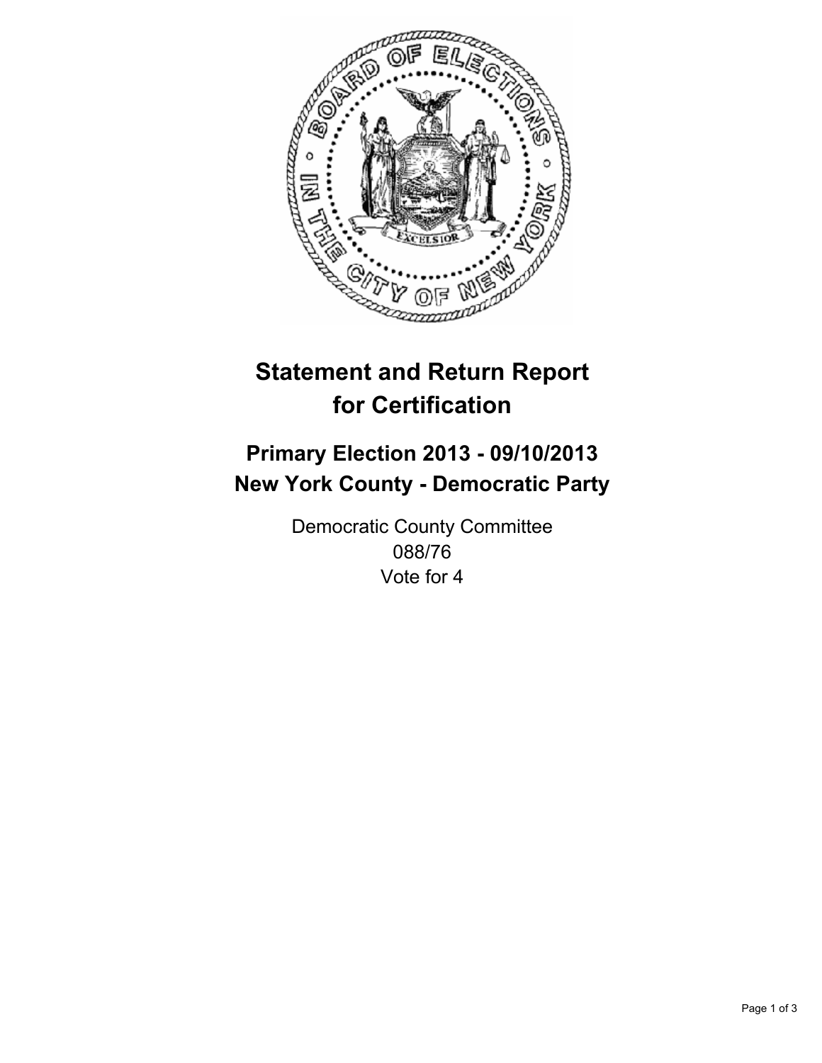# Statement and Return Report for Certification

## Primary Election 2013 - 09/10/2013
## New York County - Democratic Party

Democratic County Committee
088/76
Vote for 4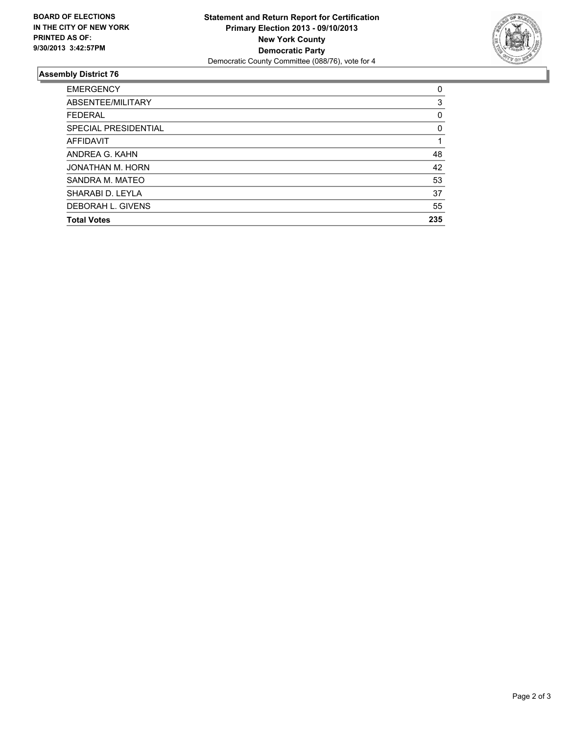**BOARD OF ELECTIONS**
**IN THE CITY OF NEW YORK**
**PRINTED AS OF:**
**9/30/2013 3:42:57PM**

**Statement and Return Report for Certification**
**Primary Election 2013 - 09/10/2013**
**New York County**
**Democratic Party**
Democratic County Committee (088/76), vote for 4

### Assembly District 76

| | |
|---|---|
| EMERGENCY | 0 |
| ABSENTEE/MILITARY | 3 |
| FEDERAL | 0 |
| SPECIAL PRESIDENTIAL | 0 |
| AFFIDAVIT | 1 |
| ANDREA G. KAHN | 48 |
| JONATHAN M. HORN | 42 |
| SANDRA M. MATEO | 53 |
| SHARABI D. LEYLA | 37 |
| DEBORAH L. GIVENS | 55 |
| **Total Votes** | **235** |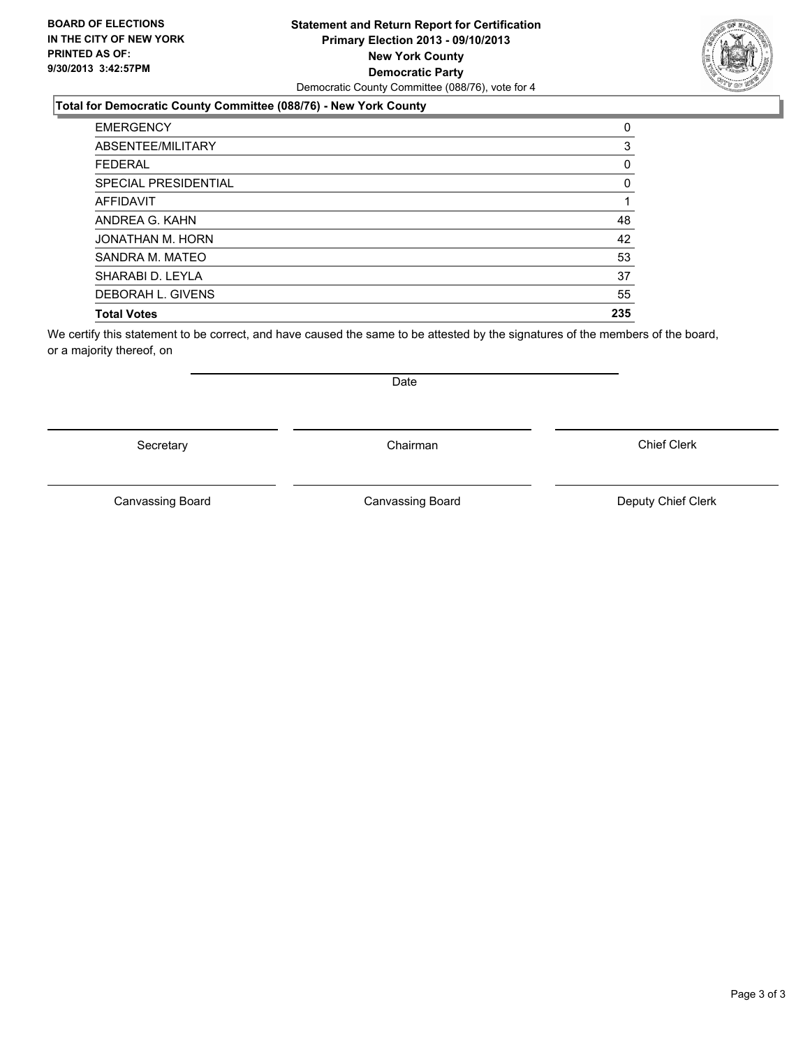**BOARD OF ELECTIONS**
**IN THE CITY OF NEW YORK**
**PRINTED AS OF:**
**9/30/2013 3:42:57PM**

**Statement and Return Report for Certification**
**Primary Election 2013 - 09/10/2013**
**New York County**
**Democratic Party**
Democratic County Committee (088/76), vote for 4

**Total for Democratic County Committee (088/76) - New York County**

| | |
|---|---|
| EMERGENCY | 0 |
| ABSENTEE/MILITARY | 3 |
| FEDERAL | 0 |
| SPECIAL PRESIDENTIAL | 0 |
| AFFIDAVIT | 1 |
| ANDREA G. KAHN | 48 |
| JONATHAN M. HORN | 42 |
| SANDRA M. MATEO | 53 |
| SHARABI D. LEYLA | 37 |
| DEBORAH L. GIVENS | 55 |
| **Total Votes** | **235** |

We certify this statement to be correct, and have caused the same to be attested by the signatures of the members of the board, or a majority thereof, on

Date

Secretary

Chairman

Chief Clerk

Canvassing Board

Canvassing Board

Deputy Chief Clerk